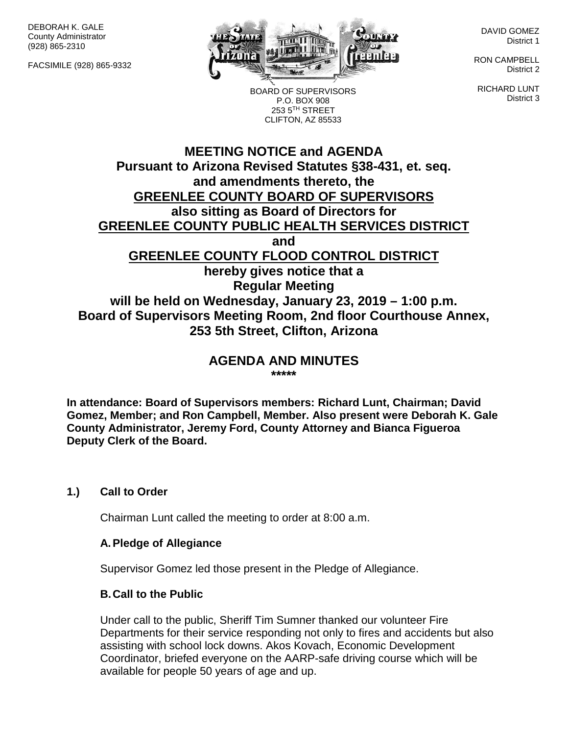DEBORAH K. GALE
County Administrator
(928) 865-2310

FACSIMILE (928) 865-9332

BOARD OF SUPERVISORS
P.O. BOX 908
253 5TH STREET
CLIFTON, AZ 85533

DAVID GOMEZ
District 1

RON CAMPBELL
District 2

RICHARD LUNT
District 3

# MEETING NOTICE and AGENDA
**Pursuant to Arizona Revised Statutes §38-431, et. seq.**
**and amendments thereto, the**
**GREENLEE COUNTY BOARD OF SUPERVISORS**
**also sitting as Board of Directors for**
**GREENLEE COUNTY PUBLIC HEALTH SERVICES DISTRICT**
**and**
**GREENLEE COUNTY FLOOD CONTROL DISTRICT**
**hereby gives notice that a**
**Regular Meeting**
**will be held on Wednesday, January 23, 2019 – 1:00 p.m.**
**Board of Supervisors Meeting Room, 2nd floor Courthouse Annex,**
**253 5th Street, Clifton, Arizona**

## AGENDA AND MINUTES
**\*\*\*\*\***

**In attendance: Board of Supervisors members: Richard Lunt, Chairman; David Gomez, Member; and Ron Campbell, Member. Also present were Deborah K. Gale County Administrator, Jeremy Ford, County Attorney and Bianca Figueroa Deputy Clerk of the Board.**

**1.) Call to Order**

Chairman Lunt called the meeting to order at 8:00 a.m.

**A. Pledge of Allegiance**

Supervisor Gomez led those present in the Pledge of Allegiance.

**B. Call to the Public**

Under call to the public, Sheriff Tim Sumner thanked our volunteer Fire Departments for their service responding not only to fires and accidents but also assisting with school lock downs. Akos Kovach, Economic Development Coordinator, briefed everyone on the AARP-safe driving course which will be available for people 50 years of age and up.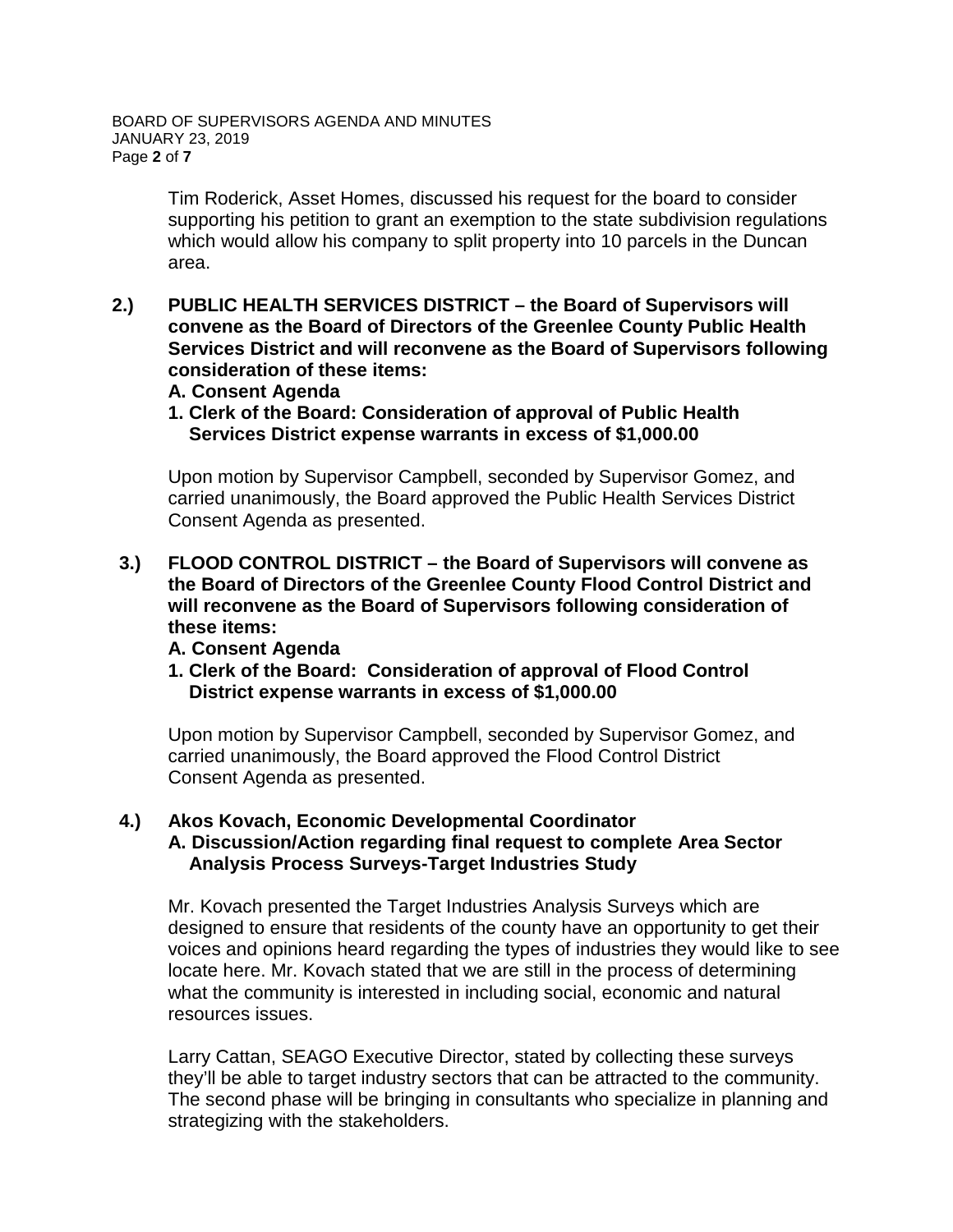Tim Roderick, Asset Homes, discussed his request for the board to consider supporting his petition to grant an exemption to the state subdivision regulations which would allow his company to split property into 10 parcels in the Duncan area.

**2.) PUBLIC HEALTH SERVICES DISTRICT – the Board of Supervisors will convene as the Board of Directors of the Greenlee County Public Health Services District and will reconvene as the Board of Supervisors following consideration of these items:**

**A. Consent Agenda**

**1. Clerk of the Board: Consideration of approval of Public Health Services District expense warrants in excess of $1,000.00**

Upon motion by Supervisor Campbell, seconded by Supervisor Gomez, and carried unanimously, the Board approved the Public Health Services District Consent Agenda as presented.

**3.) FLOOD CONTROL DISTRICT – the Board of Supervisors will convene as the Board of Directors of the Greenlee County Flood Control District and will reconvene as the Board of Supervisors following consideration of these items:**

**A. Consent Agenda**

**1. Clerk of the Board: Consideration of approval of Flood Control District expense warrants in excess of $1,000.00**

Upon motion by Supervisor Campbell, seconded by Supervisor Gomez, and carried unanimously, the Board approved the Flood Control District Consent Agenda as presented.

**4.) Akos Kovach, Economic Developmental Coordinator**

**A. Discussion/Action regarding final request to complete Area Sector Analysis Process Surveys-Target Industries Study**

Mr. Kovach presented the Target Industries Analysis Surveys which are designed to ensure that residents of the county have an opportunity to get their voices and opinions heard regarding the types of industries they would like to see locate here. Mr. Kovach stated that we are still in the process of determining what the community is interested in including social, economic and natural resources issues.

Larry Cattan, SEAGO Executive Director, stated by collecting these surveys they'll be able to target industry sectors that can be attracted to the community. The second phase will be bringing in consultants who specialize in planning and strategizing with the stakeholders.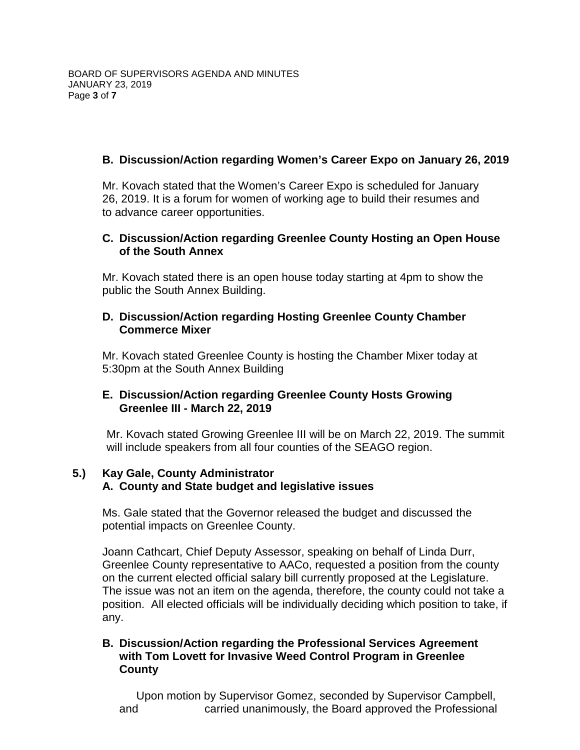**B. Discussion/Action regarding Women's Career Expo on January 26, 2019**

Mr. Kovach stated that the Women's Career Expo is scheduled for January 26, 2019. It is a forum for women of working age to build their resumes and to advance career opportunities.

**C. Discussion/Action regarding Greenlee County Hosting an Open House of the South Annex**

Mr. Kovach stated there is an open house today starting at 4pm to show the public the South Annex Building.

**D. Discussion/Action regarding Hosting Greenlee County Chamber Commerce Mixer**

Mr. Kovach stated Greenlee County is hosting the Chamber Mixer today at 5:30pm at the South Annex Building

**E. Discussion/Action regarding Greenlee County Hosts Growing Greenlee III - March 22, 2019**

Mr. Kovach stated Growing Greenlee III will be on March 22, 2019. The summit will include speakers from all four counties of the SEAGO region.

**5.) Kay Gale, County Administrator**
**A. County and State budget and legislative issues**

Ms. Gale stated that the Governor released the budget and discussed the potential impacts on Greenlee County.

Joann Cathcart, Chief Deputy Assessor, speaking on behalf of Linda Durr, Greenlee County representative to AACo, requested a position from the county on the current elected official salary bill currently proposed at the Legislature. The issue was not an item on the agenda, therefore, the county could not take a position. All elected officials will be individually deciding which position to take, if any.

**B. Discussion/Action regarding the Professional Services Agreement with Tom Lovett for Invasive Weed Control Program in Greenlee County**

Upon motion by Supervisor Gomez, seconded by Supervisor Campbell, and carried unanimously, the Board approved the Professional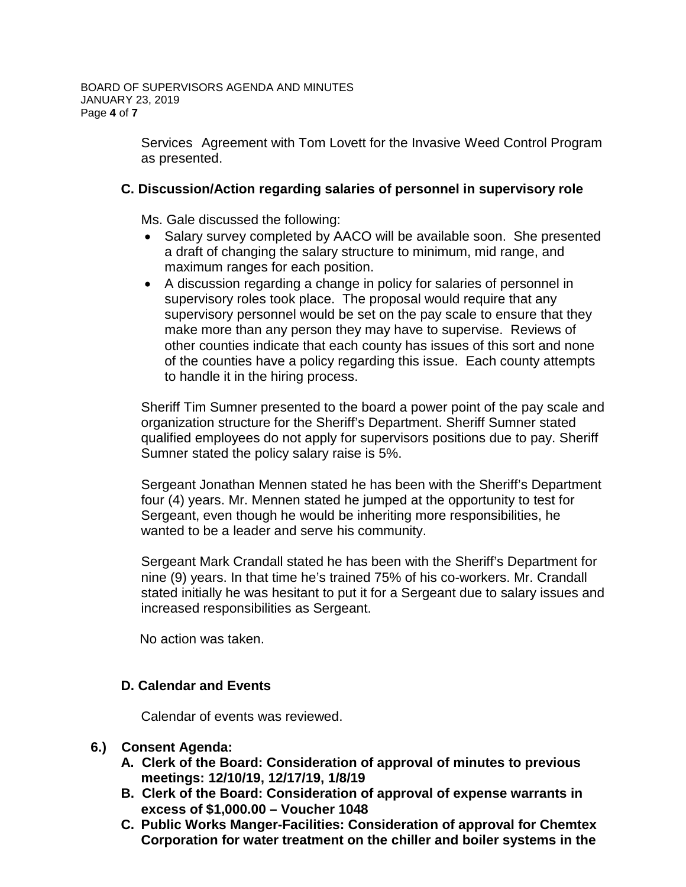Services Agreement with Tom Lovett for the Invasive Weed Control Program as presented.

**C. Discussion/Action regarding salaries of personnel in supervisory role**

Ms. Gale discussed the following:

- Salary survey completed by AACO will be available soon. She presented a draft of changing the salary structure to minimum, mid range, and maximum ranges for each position.
- A discussion regarding a change in policy for salaries of personnel in supervisory roles took place. The proposal would require that any supervisory personnel would be set on the pay scale to ensure that they make more than any person they may have to supervise. Reviews of other counties indicate that each county has issues of this sort and none of the counties have a policy regarding this issue. Each county attempts to handle it in the hiring process.

Sheriff Tim Sumner presented to the board a power point of the pay scale and organization structure for the Sheriff's Department. Sheriff Sumner stated qualified employees do not apply for supervisors positions due to pay. Sheriff Sumner stated the policy salary raise is 5%.

Sergeant Jonathan Mennen stated he has been with the Sheriff's Department four (4) years. Mr. Mennen stated he jumped at the opportunity to test for Sergeant, even though he would be inheriting more responsibilities, he wanted to be a leader and serve his community.

Sergeant Mark Crandall stated he has been with the Sheriff's Department for nine (9) years. In that time he's trained 75% of his co-workers. Mr. Crandall stated initially he was hesitant to put it for a Sergeant due to salary issues and increased responsibilities as Sergeant.

No action was taken.

**D. Calendar and Events**

Calendar of events was reviewed.

**6.) Consent Agenda:**

**A. Clerk of the Board: Consideration of approval of minutes to previous meetings: 12/10/19, 12/17/19, 1/8/19**

**B. Clerk of the Board: Consideration of approval of expense warrants in excess of $1,000.00 – Voucher 1048**

**C. Public Works Manger-Facilities: Consideration of approval for Chemtex Corporation for water treatment on the chiller and boiler systems in the**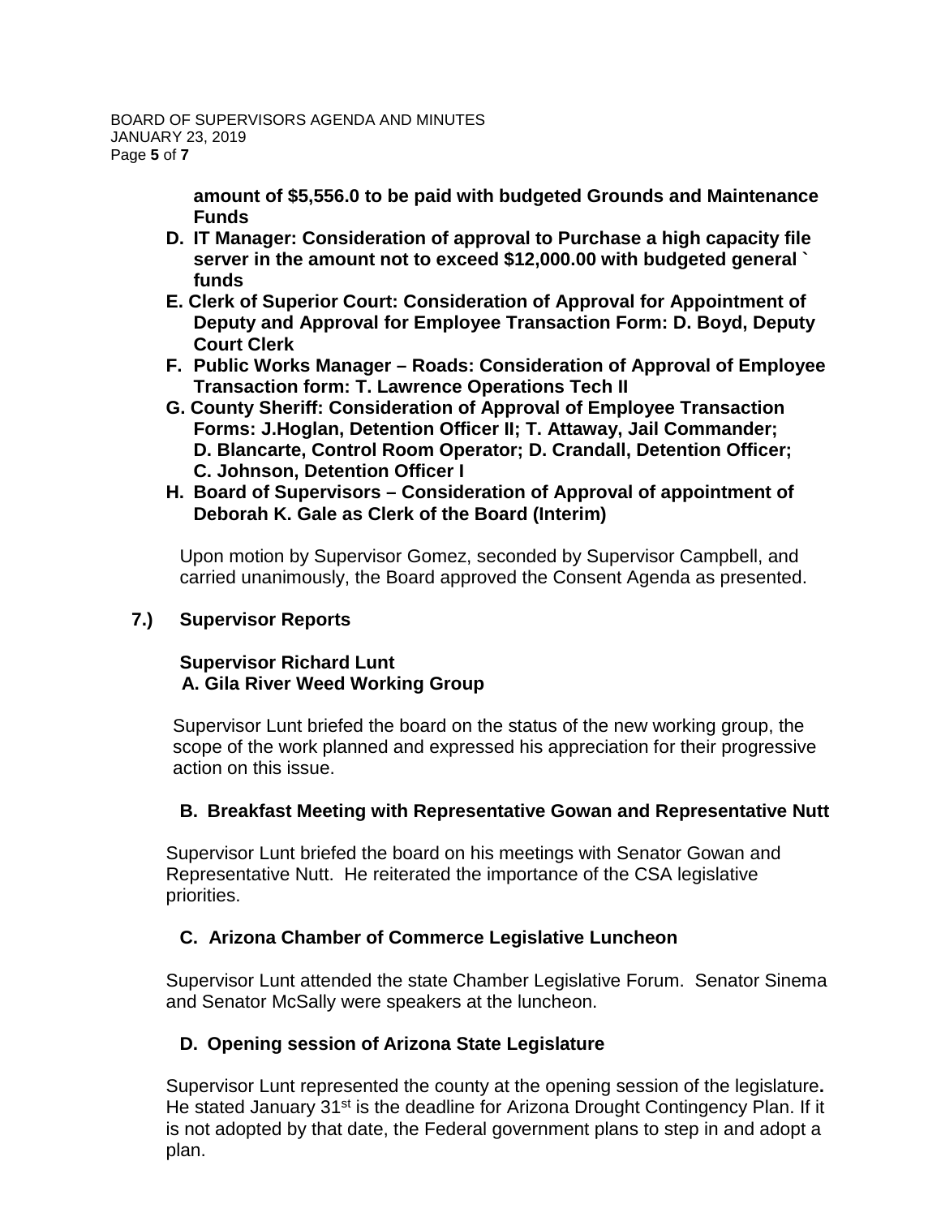**amount of $5,556.0 to be paid with budgeted Grounds and Maintenance Funds**

**D. IT Manager: Consideration of approval to Purchase a high capacity file server in the amount not to exceed $12,000.00 with budgeted general ` funds**

**E. Clerk of Superior Court: Consideration of Approval for Appointment of Deputy and Approval for Employee Transaction Form: D. Boyd, Deputy Court Clerk**

**F. Public Works Manager – Roads: Consideration of Approval of Employee Transaction form: T. Lawrence Operations Tech II**

**G. County Sheriff: Consideration of Approval of Employee Transaction Forms: J.Hoglan, Detention Officer II; T. Attaway, Jail Commander; D. Blancarte, Control Room Operator; D. Crandall, Detention Officer; C. Johnson, Detention Officer I**

**H. Board of Supervisors – Consideration of Approval of appointment of Deborah K. Gale as Clerk of the Board (Interim)**

Upon motion by Supervisor Gomez, seconded by Supervisor Campbell, and carried unanimously, the Board approved the Consent Agenda as presented.

## 7.) Supervisor Reports

### Supervisor Richard Lunt

**A. Gila River Weed Working Group**

Supervisor Lunt briefed the board on the status of the new working group, the scope of the work planned and expressed his appreciation for their progressive action on this issue.

**B. Breakfast Meeting with Representative Gowan and Representative Nutt**

Supervisor Lunt briefed the board on his meetings with Senator Gowan and Representative Nutt. He reiterated the importance of the CSA legislative priorities.

**C. Arizona Chamber of Commerce Legislative Luncheon**

Supervisor Lunt attended the state Chamber Legislative Forum. Senator Sinema and Senator McSally were speakers at the luncheon.

**D. Opening session of Arizona State Legislature**

Supervisor Lunt represented the county at the opening session of the legislature**.** He stated January 31st is the deadline for Arizona Drought Contingency Plan. If it is not adopted by that date, the Federal government plans to step in and adopt a plan.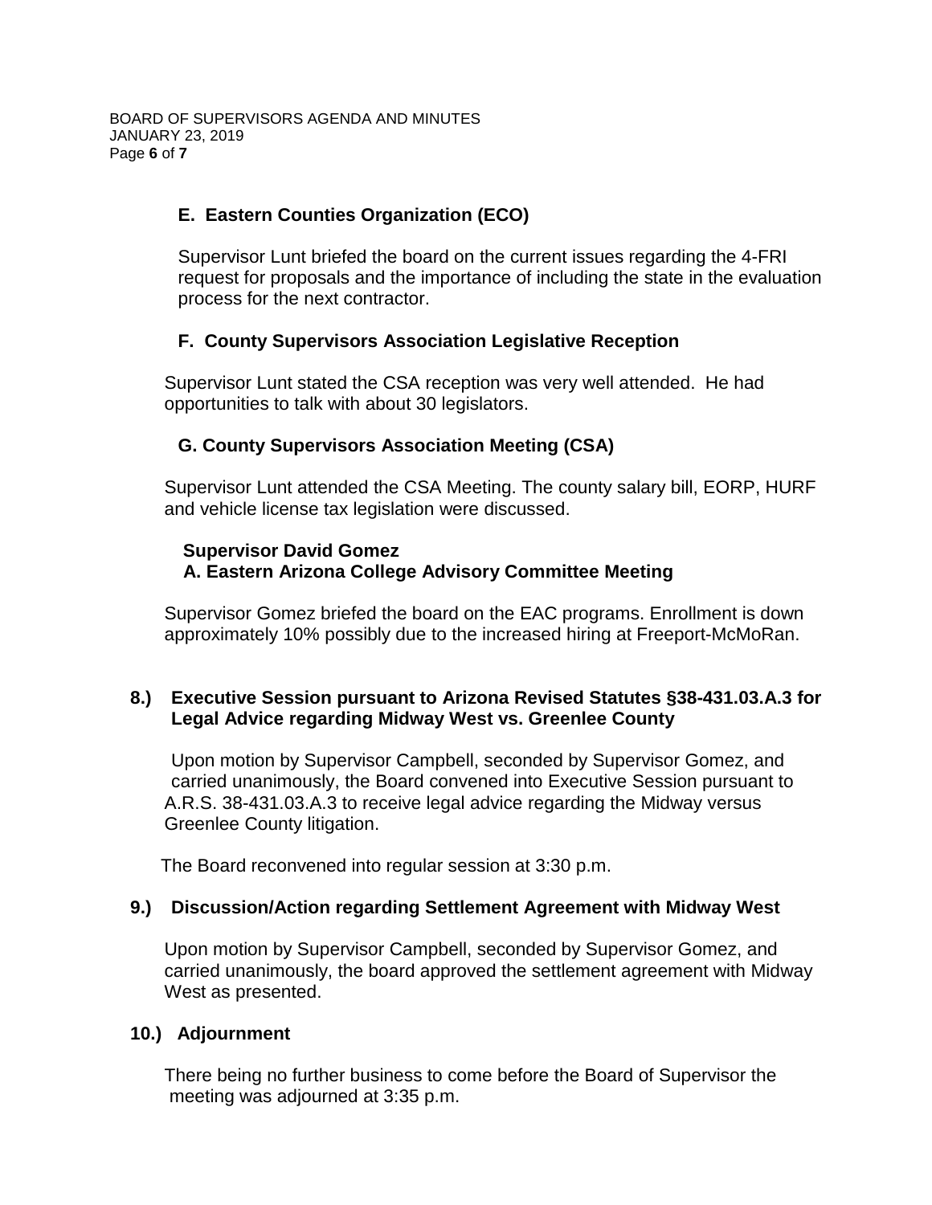### E. Eastern Counties Organization (ECO)

Supervisor Lunt briefed the board on the current issues regarding the 4-FRI request for proposals and the importance of including the state in the evaluation process for the next contractor.

### F. County Supervisors Association Legislative Reception

Supervisor Lunt stated the CSA reception was very well attended. He had opportunities to talk with about 30 legislators.

### G. County Supervisors Association Meeting (CSA)

Supervisor Lunt attended the CSA Meeting. The county salary bill, EORP, HURF and vehicle license tax legislation were discussed.

**Supervisor David Gomez**

### A. Eastern Arizona College Advisory Committee Meeting

Supervisor Gomez briefed the board on the EAC programs. Enrollment is down approximately 10% possibly due to the increased hiring at Freeport-McMoRan.

## 8.) Executive Session pursuant to Arizona Revised Statutes §38-431.03.A.3 for Legal Advice regarding Midway West vs. Greenlee County

Upon motion by Supervisor Campbell, seconded by Supervisor Gomez, and carried unanimously, the Board convened into Executive Session pursuant to A.R.S. 38-431.03.A.3 to receive legal advice regarding the Midway versus Greenlee County litigation.

The Board reconvened into regular session at 3:30 p.m.

## 9.) Discussion/Action regarding Settlement Agreement with Midway West

Upon motion by Supervisor Campbell, seconded by Supervisor Gomez, and carried unanimously, the board approved the settlement agreement with Midway West as presented.

## 10.) Adjournment

There being no further business to come before the Board of Supervisor the meeting was adjourned at 3:35 p.m.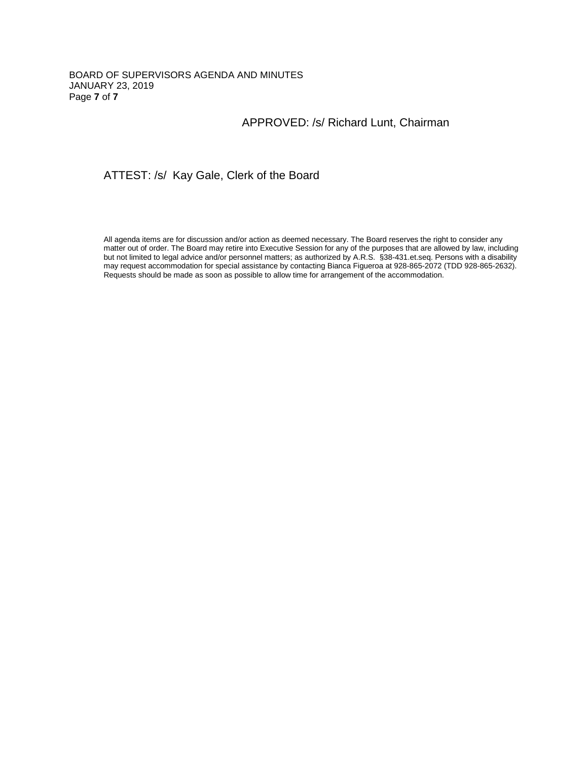APPROVED: /s/ Richard Lunt, Chairman

ATTEST: /s/  Kay Gale, Clerk of the Board

All agenda items are for discussion and/or action as deemed necessary. The Board reserves the right to consider any matter out of order. The Board may retire into Executive Session for any of the purposes that are allowed by law, including but not limited to legal advice and/or personnel matters; as authorized by A.R.S.  §38-431.et.seq. Persons with a disability may request accommodation for special assistance by contacting Bianca Figueroa at 928-865-2072 (TDD 928-865-2632). Requests should be made as soon as possible to allow time for arrangement of the accommodation.